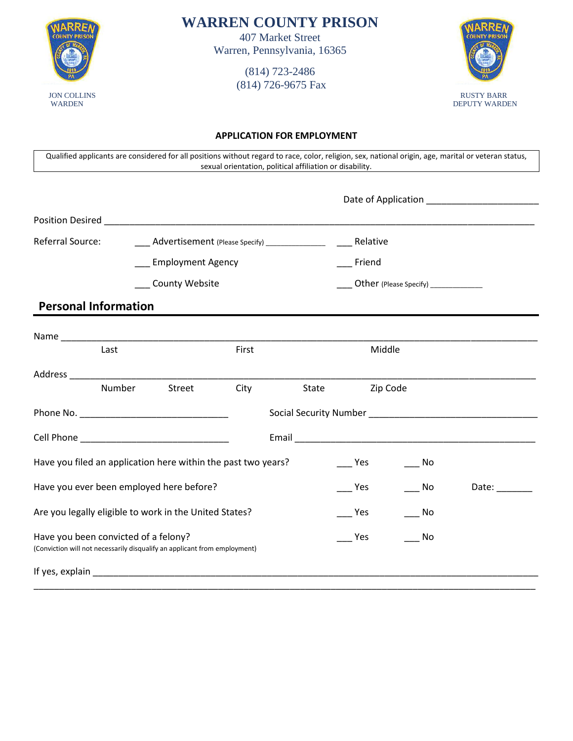# WARREN COUNTY PRISON

407 Market Street
Warren, Pennsylvania, 16365

(814) 723-2486
(814) 726-9675 Fax

JON COLLINS
WARDEN

RUSTY BARR
DEPUTY WARDEN

## APPLICATION FOR EMPLOYMENT

Qualified applicants are considered for all positions without regard to race, color, religion, sex, national origin, age, marital or veteran status, sexual orientation, political affiliation or disability.

Date of Application ______________________

Position Desired ________________________________________________________________________________________

Referral Source:

___ Advertisement (Please Specify) _____________ ___ Relative

___ Employment Agency ___ Friend

___ County Website ___ Other (Please Specify) ____________

## Personal Information

Name ______________________________________________________________________________________________
Last First Middle

Address ____________________________________________________________________________________________
Number Street City State Zip Code

Phone No. _____________________________ Social Security Number __________________________________

Cell Phone _____________________________ Email __________________________________________________

Have you filed an application here within the past two years? ___ Yes ___ No

Have you ever been employed here before? ___ Yes ___ No Date: _______

Are you legally eligible to work in the United States? ___ Yes ___ No

Have you been convicted of a felony? ___ Yes ___ No
(Conviction will not necessarily disqualify an applicant from employment)

If yes, explain ____________________________________________________________________________________________
_____________________________________________________________________________________________________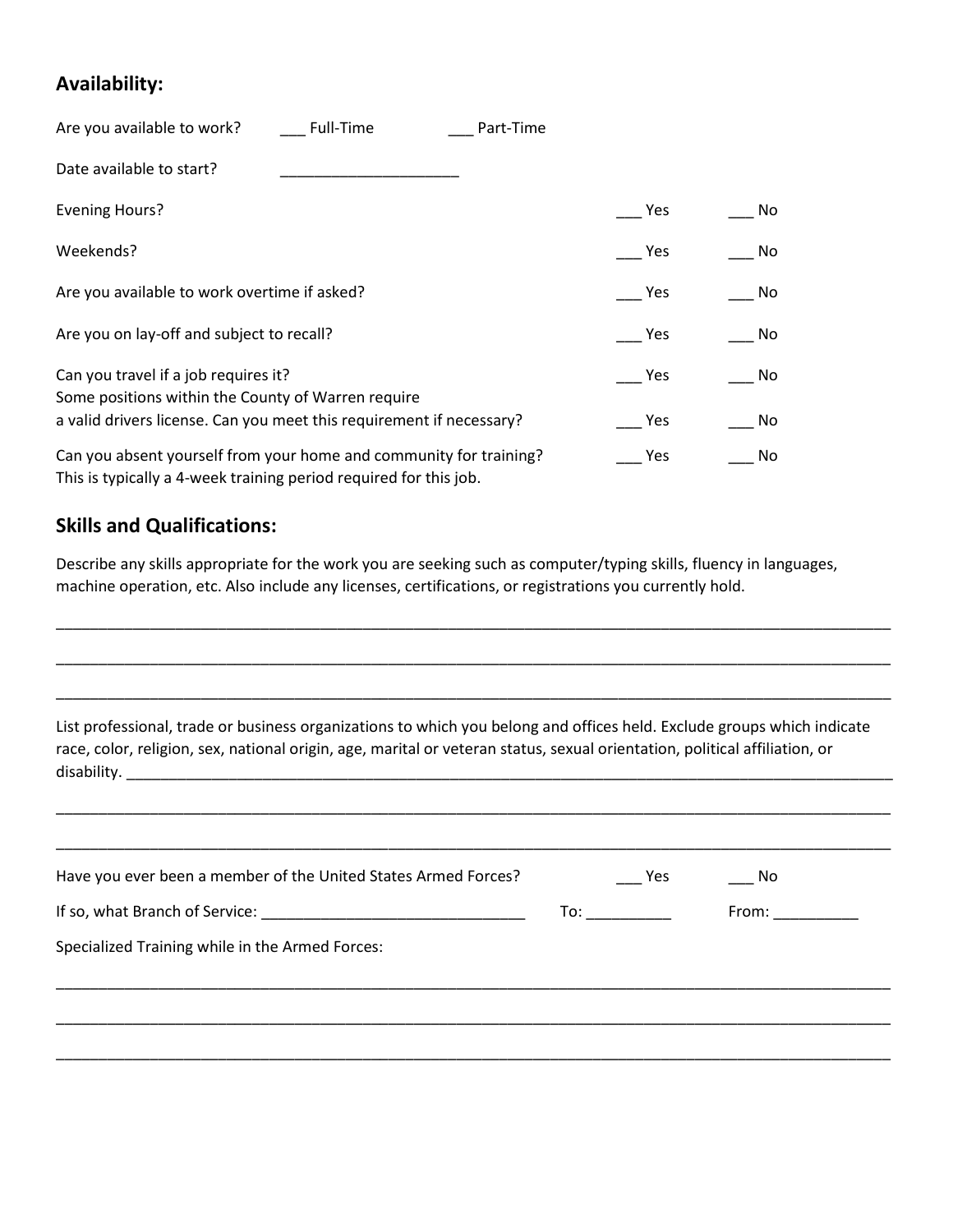## Availability:

Are you available to work? ___ Full-Time ___ Part-Time

Date available to start? ____________________

| | | |
|---|---|---|
| Evening Hours? | ___ Yes | ___ No |
| Weekends? | ___ Yes | ___ No |
| Are you available to work overtime if asked? | ___ Yes | ___ No |
| Are you on lay-off and subject to recall? | ___ Yes | ___ No |
| Can you travel if a job requires it? | ___ Yes | ___ No |
| Some positions within the County of Warren require a valid drivers license. Can you meet this requirement if necessary? | ___ Yes | ___ No |
| Can you absent yourself from your home and community for training? This is typically a 4-week training period required for this job. | ___ Yes | ___ No |

## Skills and Qualifications:

Describe any skills appropriate for the work you are seeking such as computer/typing skills, fluency in languages, machine operation, etc. Also include any licenses, certifications, or registrations you currently hold.

______________________________________________________________________________________

______________________________________________________________________________________

______________________________________________________________________________________

List professional, trade or business organizations to which you belong and offices held. Exclude groups which indicate race, color, religion, sex, national origin, age, marital or veteran status, sexual orientation, political affiliation, or disability. ______________________________________________________________________________

______________________________________________________________________________________

______________________________________________________________________________________

Have you ever been a member of the United States Armed Forces? ___ Yes ___ No

If so, what Branch of Service: ____________________________ To: __________ From: __________

Specialized Training while in the Armed Forces:

______________________________________________________________________________________

______________________________________________________________________________________

______________________________________________________________________________________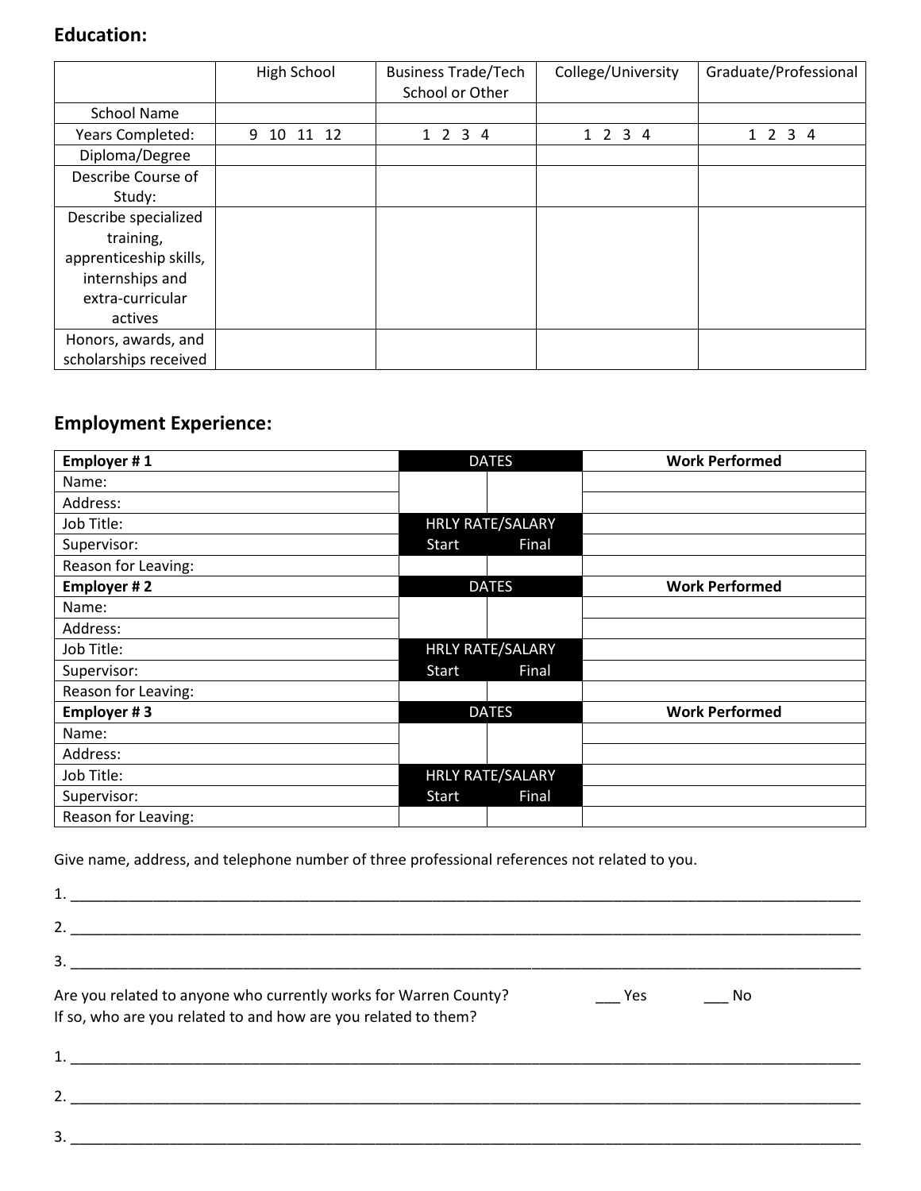## Education:

| | High School | Business Trade/Tech School or Other | College/University | Graduate/Professional |
|---|---|---|---|---|
| School Name | | | | |
| Years Completed: | 9 10 11 12 | 1 2 3 4 | 1 2 3 4 | 1 2 3 4 |
| Diploma/Degree | | | | |
| Describe Course of Study: | | | | |
| Describe specialized training, apprenticeship skills, internships and extra-curricular actives | | | | |
| Honors, awards, and scholarships received | | | | |

## Employment Experience:

| **Employer # 1** | DATES | | **Work Performed** |
|---|---|---|---|
| Name: | | | |
| Address: | | | |
| Job Title: | HRLY RATE/SALARY | | |
| Supervisor: | Start | Final | |
| Reason for Leaving: | | | |
| **Employer # 2** | DATES | | **Work Performed** |
| Name: | | | |
| Address: | | | |
| Job Title: | HRLY RATE/SALARY | | |
| Supervisor: | Start | Final | |
| Reason for Leaving: | | | |
| **Employer # 3** | DATES | | **Work Performed** |
| Name: | | | |
| Address: | | | |
| Job Title: | HRLY RATE/SALARY | | |
| Supervisor: | Start | Final | |
| Reason for Leaving: | | | |

Give name, address, and telephone number of three professional references not related to you.

1. ____________________________________________________________________________________________

2. ____________________________________________________________________________________________

3. ____________________________________________________________________________________________

Are you related to anyone who currently works for Warren County? ___ Yes ___ No
If so, who are you related to and how are you related to them?

1. ____________________________________________________________________________________________

2. ____________________________________________________________________________________________

3. ____________________________________________________________________________________________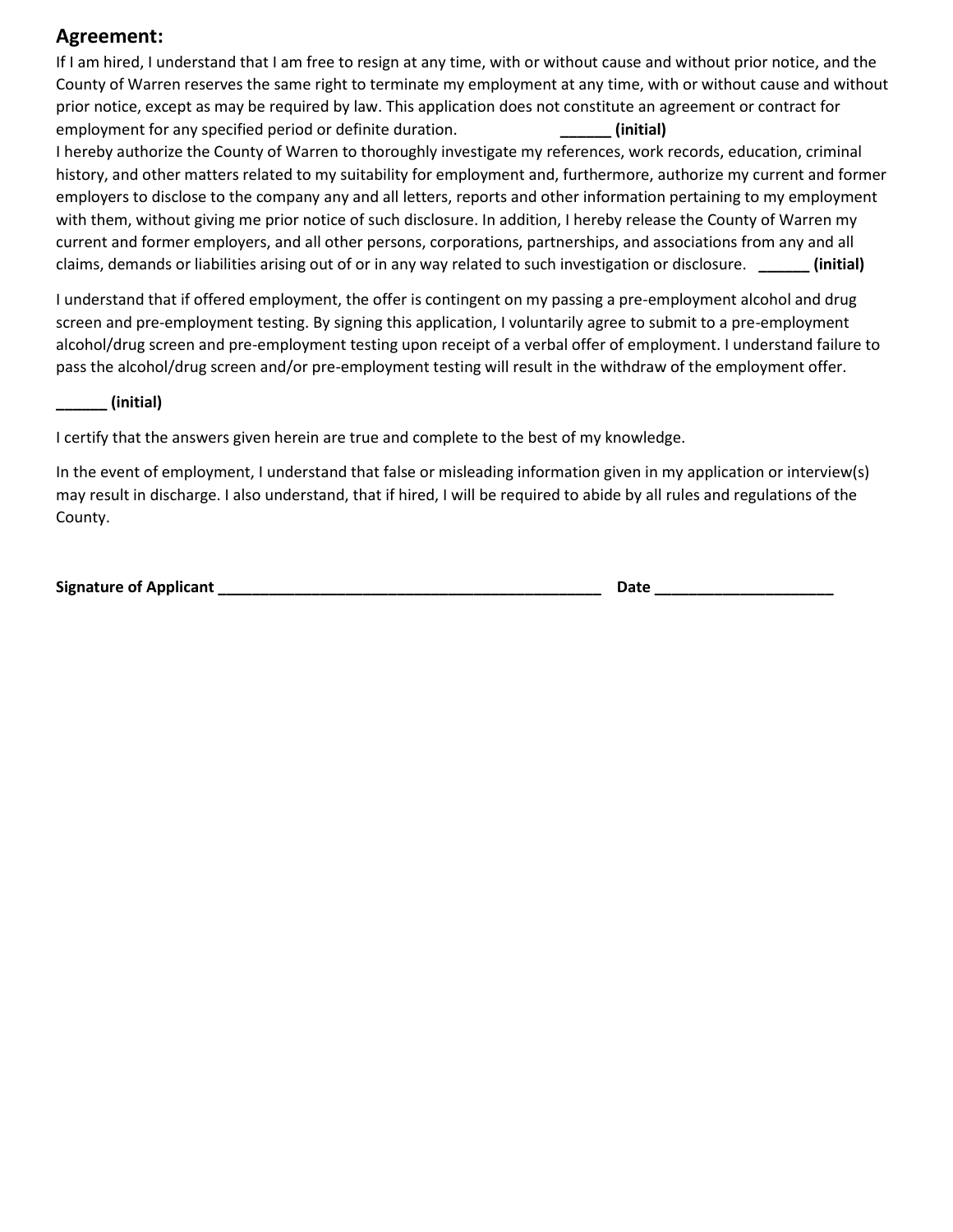## Agreement:

If I am hired, I understand that I am free to resign at any time, with or without cause and without prior notice, and the County of Warren reserves the same right to terminate my employment at any time, with or without cause and without prior notice, except as may be required by law. This application does not constitute an agreement or contract for employment for any specified period or definite duration. **______ (initial)**

I hereby authorize the County of Warren to thoroughly investigate my references, work records, education, criminal history, and other matters related to my suitability for employment and, furthermore, authorize my current and former employers to disclose to the company any and all letters, reports and other information pertaining to my employment with them, without giving me prior notice of such disclosure. In addition, I hereby release the County of Warren my current and former employers, and all other persons, corporations, partnerships, and associations from any and all claims, demands or liabilities arising out of or in any way related to such investigation or disclosure. **______ (initial)**

I understand that if offered employment, the offer is contingent on my passing a pre-employment alcohol and drug screen and pre-employment testing. By signing this application, I voluntarily agree to submit to a pre-employment alcohol/drug screen and pre-employment testing upon receipt of a verbal offer of employment. I understand failure to pass the alcohol/drug screen and/or pre-employment testing will result in the withdraw of the employment offer.

**______ (initial)**

I certify that the answers given herein are true and complete to the best of my knowledge.

In the event of employment, I understand that false or misleading information given in my application or interview(s) may result in discharge. I also understand, that if hired, I will be required to abide by all rules and regulations of the County.

**Signature of Applicant ______________________________________________ Date ____________________**